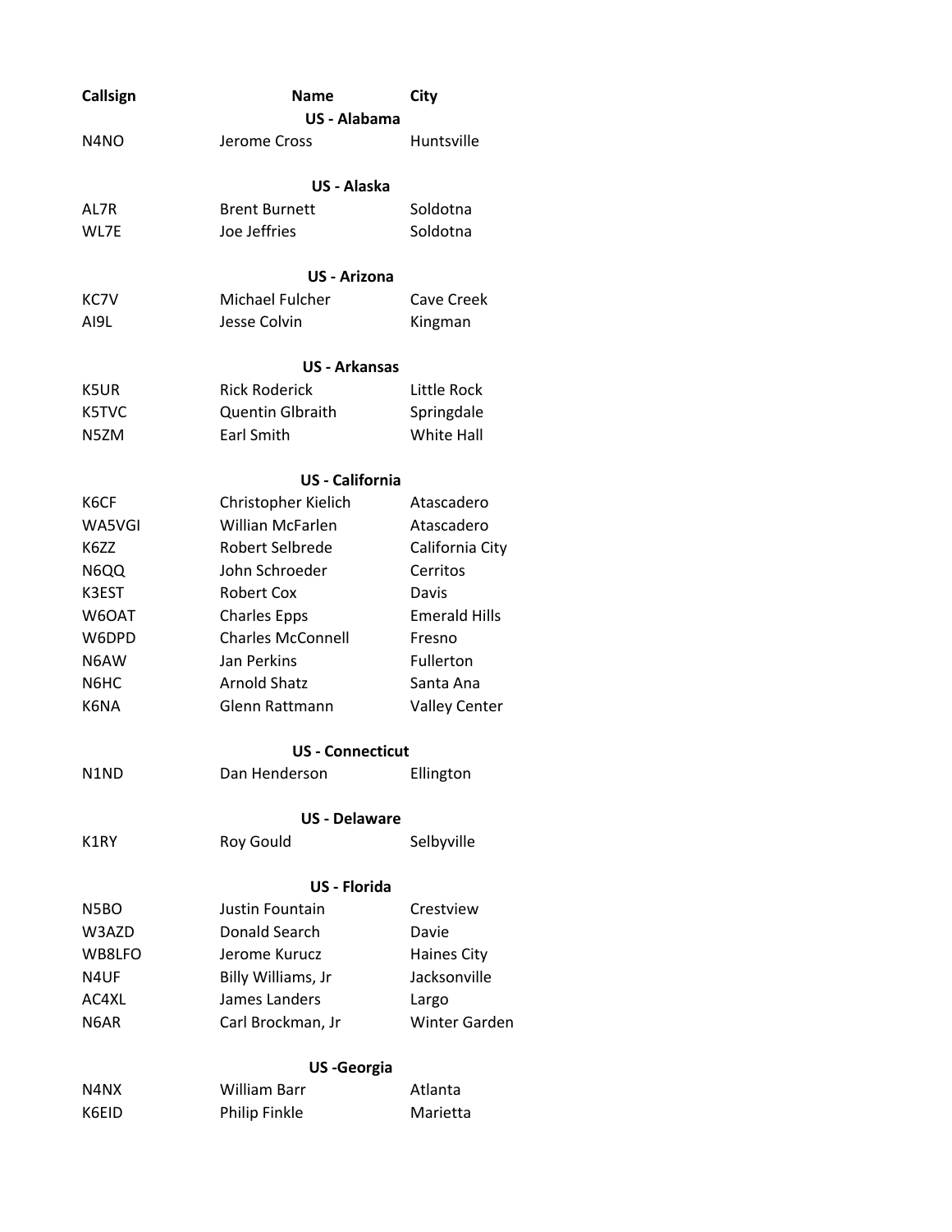| Callsign | Name | City |
| --- | --- | --- |
| | **US - Alabama** | |
| N4NO | Jerome Cross | Huntsville |
| | | |
| | **US - Alaska** | |
| AL7R | Brent Burnett | Soldotna |
| WL7E | Joe Jeffries | Soldotna |
| | | |
| | **US - Arizona** | |
| KC7V | Michael Fulcher | Cave Creek |
| AI9L | Jesse Colvin | Kingman |
| | | |
| | **US - Arkansas** | |
| K5UR | Rick Roderick | Little Rock |
| K5TVC | Quentin Glbraith | Springdale |
| N5ZM | Earl Smith | White Hall |
| | | |
| | **US - California** | |
| K6CF | Christopher Kielich | Atascadero |
| WA5VGI | Willian McFarlen | Atascadero |
| K6ZZ | Robert Selbrede | California City |
| N6QQ | John Schroeder | Cerritos |
| K3EST | Robert Cox | Davis |
| W6OAT | Charles Epps | Emerald Hills |
| W6DPD | Charles McConnell | Fresno |
| N6AW | Jan Perkins | Fullerton |
| N6HC | Arnold Shatz | Santa Ana |
| K6NA | Glenn Rattmann | Valley Center |
| | | |
| | **US - Connecticut** | |
| N1ND | Dan Henderson | Ellington |
| | | |
| | **US - Delaware** | |
| K1RY | Roy Gould | Selbyville |
| | | |
| | **US - Florida** | |
| N5BO | Justin Fountain | Crestview |
| W3AZD | Donald Search | Davie |
| WB8LFO | Jerome Kurucz | Haines City |
| N4UF | Billy Williams, Jr | Jacksonville |
| AC4XL | James Landers | Largo |
| N6AR | Carl Brockman, Jr | Winter Garden |
| | | |
| | **US -Georgia** | |
| N4NX | William Barr | Atlanta |
| K6EID | Philip Finkle | Marietta |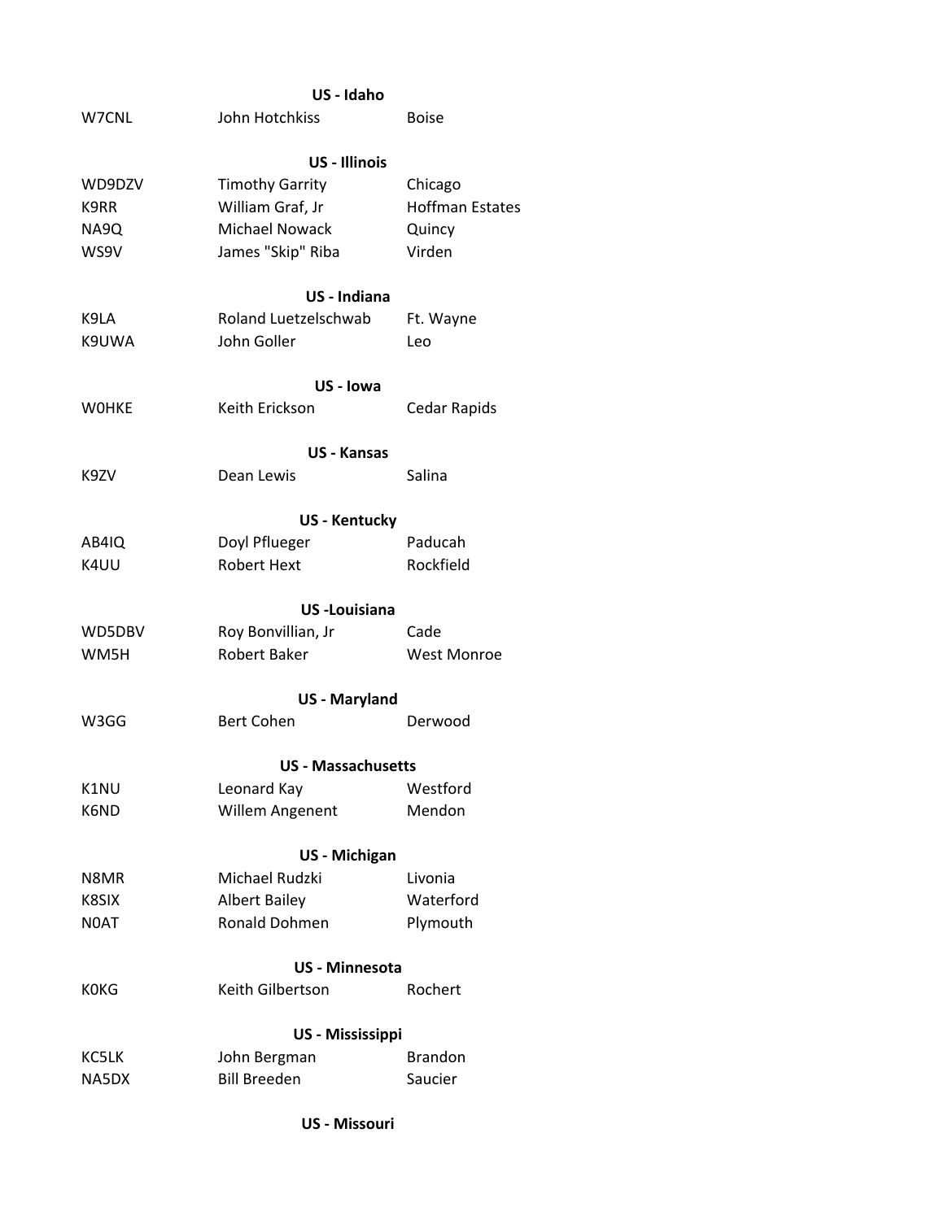**US - Idaho**

| | | |
|---|---|---|
| W7CNL | John Hotchkiss | Boise |

**US - Illinois**

| | | |
|---|---|---|
| WD9DZV | Timothy Garrity | Chicago |
| K9RR | William Graf, Jr | Hoffman Estates |
| NA9Q | Michael Nowack | Quincy |
| WS9V | James "Skip" Riba | Virden |

**US - Indiana**

| | | |
|---|---|---|
| K9LA | Roland Luetzelschwab | Ft. Wayne |
| K9UWA | John Goller | Leo |

**US - Iowa**

| | | |
|---|---|---|
| W0HKE | Keith Erickson | Cedar Rapids |

**US - Kansas**

| | | |
|---|---|---|
| K9ZV | Dean Lewis | Salina |

**US - Kentucky**

| | | |
|---|---|---|
| AB4IQ | Doyl Pflueger | Paducah |
| K4UU | Robert Hext | Rockfield |

**US -Louisiana**

| | | |
|---|---|---|
| WD5DBV | Roy Bonvillian, Jr | Cade |
| WM5H | Robert Baker | West Monroe |

**US - Maryland**

| | | |
|---|---|---|
| W3GG | Bert Cohen | Derwood |

**US - Massachusetts**

| | | |
|---|---|---|
| K1NU | Leonard Kay | Westford |
| K6ND | Willem Angenent | Mendon |

**US - Michigan**

| | | |
|---|---|---|
| N8MR | Michael Rudzki | Livonia |
| K8SIX | Albert Bailey | Waterford |
| N0AT | Ronald Dohmen | Plymouth |

**US - Minnesota**

| | | |
|---|---|---|
| K0KG | Keith Gilbertson | Rochert |

**US - Mississippi**

| | | |
|---|---|---|
| KC5LK | John Bergman | Brandon |
| NA5DX | Bill Breeden | Saucier |

**US - Missouri**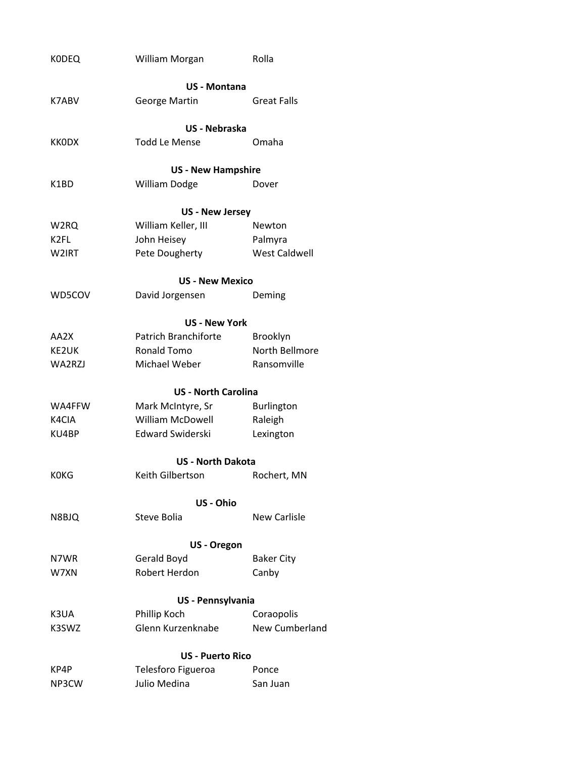| | | |
|---|---|---|
| K0DEQ | William Morgan | Rolla |

**US - Montana**

| | | |
|---|---|---|
| K7ABV | George Martin | Great Falls |

**US - Nebraska**

| | | |
|---|---|---|
| KK0DX | Todd Le Mense | Omaha |

**US - New Hampshire**

| | | |
|---|---|---|
| K1BD | William Dodge | Dover |

**US - New Jersey**

| | | |
|---|---|---|
| W2RQ | William Keller, III | Newton |
| K2FL | John Heisey | Palmyra |
| W2IRT | Pete Dougherty | West Caldwell |

**US - New Mexico**

| | | |
|---|---|---|
| WD5COV | David Jorgensen | Deming |

**US - New York**

| | | |
|---|---|---|
| AA2X | Patrich Branchiforte | Brooklyn |
| KE2UK | Ronald Tomo | North Bellmore |
| WA2RZJ | Michael Weber | Ransomville |

**US - North Carolina**

| | | |
|---|---|---|
| WA4FFW | Mark McIntyre, Sr | Burlington |
| K4CIA | William McDowell | Raleigh |
| KU4BP | Edward Swiderski | Lexington |

**US - North Dakota**

| | | |
|---|---|---|
| K0KG | Keith Gilbertson | Rochert, MN |

**US - Ohio**

| | | |
|---|---|---|
| N8BJQ | Steve Bolia | New Carlisle |

**US - Oregon**

| | | |
|---|---|---|
| N7WR | Gerald Boyd | Baker City |
| W7XN | Robert Herdon | Canby |

**US - Pennsylvania**

| | | |
|---|---|---|
| K3UA | Phillip Koch | Coraopolis |
| K3SWZ | Glenn Kurzenknabe | New Cumberland |

**US - Puerto Rico**

| | | |
|---|---|---|
| KP4P | Telesforo Figueroa | Ponce |
| NP3CW | Julio Medina | San Juan |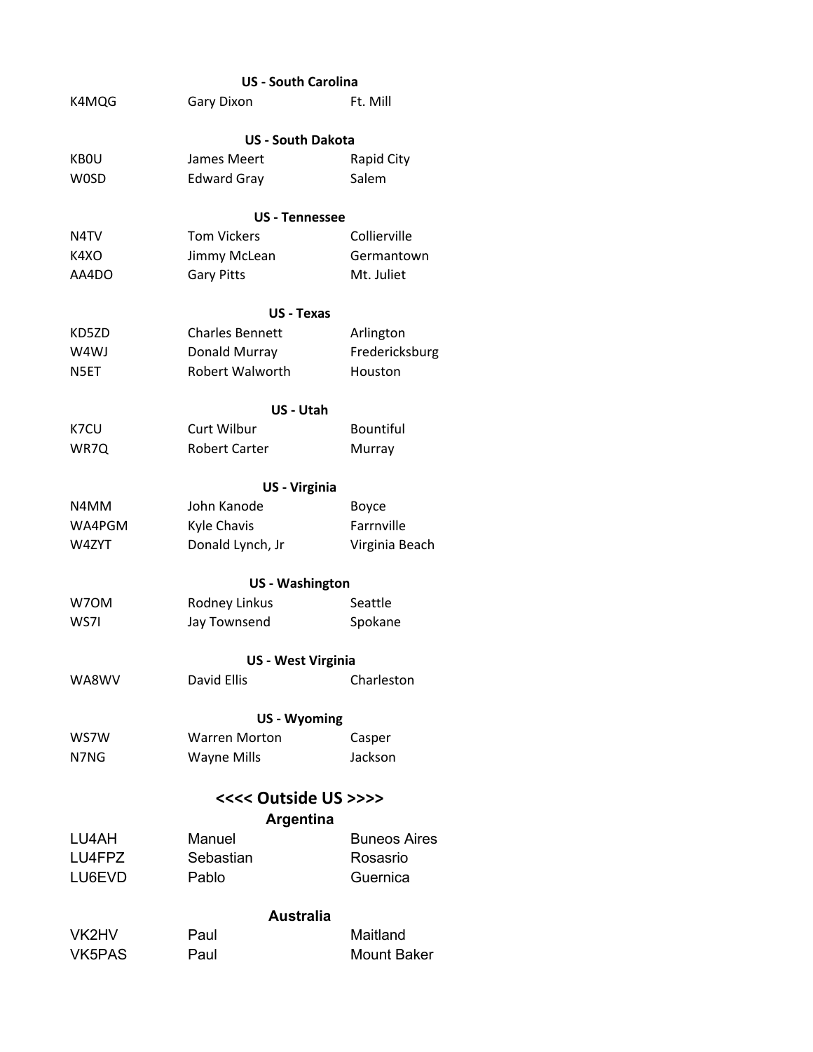### US - South Carolina

| | | |
|---|---|---|
| K4MQG | Gary Dixon | Ft. Mill |

### US - South Dakota

| | | |
|---|---|---|
| KB0U | James Meert | Rapid City |
| W0SD | Edward Gray | Salem |

### US - Tennessee

| | | |
|---|---|---|
| N4TV | Tom Vickers | Collierville |
| K4XO | Jimmy McLean | Germantown |
| AA4DO | Gary Pitts | Mt. Juliet |

### US - Texas

| | | |
|---|---|---|
| KD5ZD | Charles Bennett | Arlington |
| W4WJ | Donald Murray | Fredericksburg |
| N5ET | Robert Walworth | Houston |

### US - Utah

| | | |
|---|---|---|
| K7CU | Curt Wilbur | Bountiful |
| WR7Q | Robert Carter | Murray |

### US - Virginia

| | | |
|---|---|---|
| N4MM | John Kanode | Boyce |
| WA4PGM | Kyle Chavis | Farrnville |
| W4ZYT | Donald Lynch, Jr | Virginia Beach |

### US - Washington

| | | |
|---|---|---|
| W7OM | Rodney Linkus | Seattle |
| WS7I | Jay Townsend | Spokane |

### US - West Virginia

| | | |
|---|---|---|
| WA8WV | David Ellis | Charleston |

### US - Wyoming

| | | |
|---|---|---|
| WS7W | Warren Morton | Casper |
| N7NG | Wayne Mills | Jackson |

## <<<< Outside US >>>>

### Argentina

| | | |
|---|---|---|
| LU4AH | Manuel | Buneos Aires |
| LU4FPZ | Sebastian | Rosasrio |
| LU6EVD | Pablo | Guernica |

### Australia

| | | |
|---|---|---|
| VK2HV | Paul | Maitland |
| VK5PAS | Paul | Mount Baker |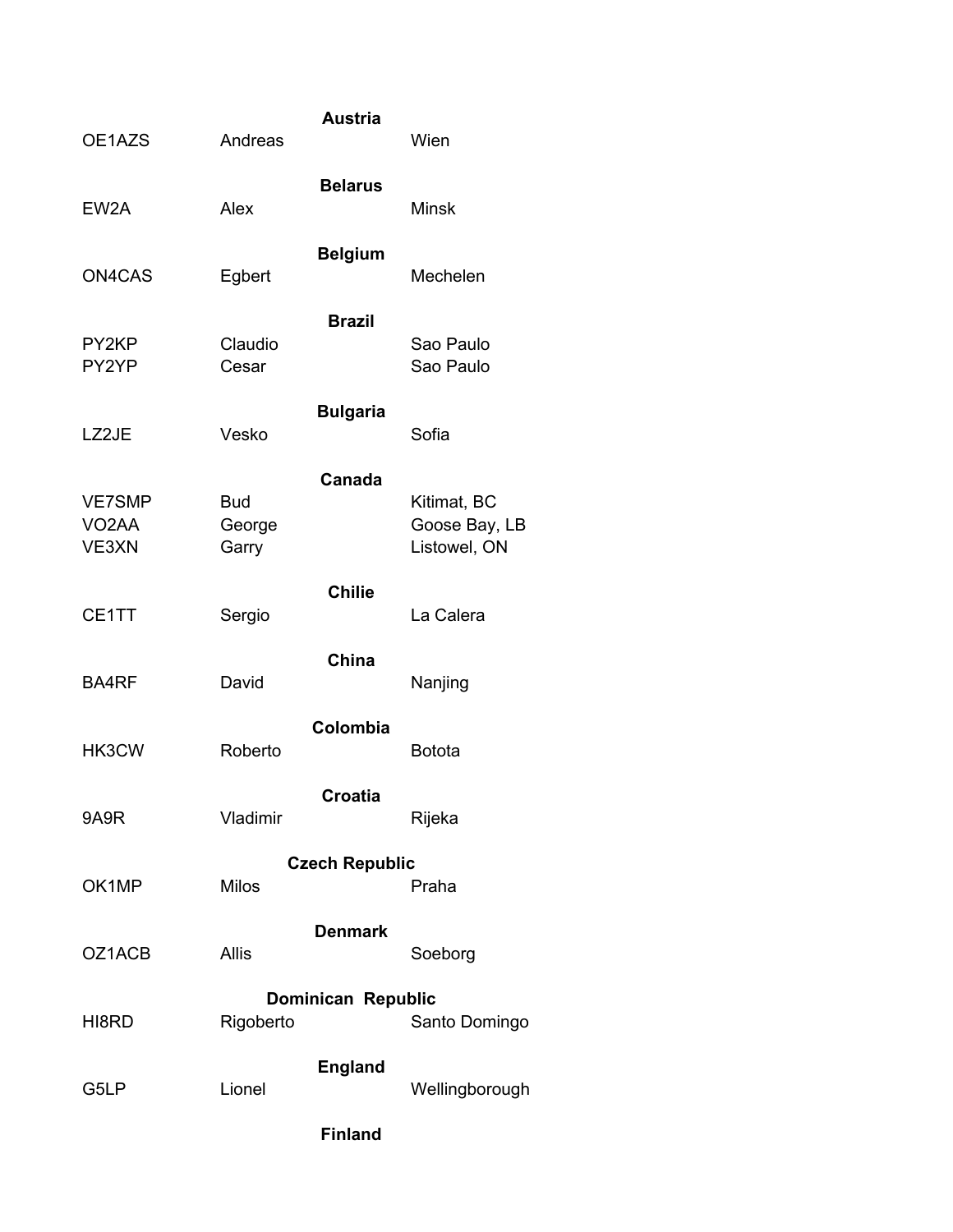**Austria**

| | | |
|---|---|---|
| OE1AZS | Andreas | Wien |

**Belarus**

| | | |
|---|---|---|
| EW2A | Alex | Minsk |

**Belgium**

| | | |
|---|---|---|
| ON4CAS | Egbert | Mechelen |

**Brazil**

| | | |
|---|---|---|
| PY2KP | Claudio | Sao Paulo |
| PY2YP | Cesar | Sao Paulo |

**Bulgaria**

| | | |
|---|---|---|
| LZ2JE | Vesko | Sofia |

**Canada**

| | | |
|---|---|---|
| VE7SMP | Bud | Kitimat, BC |
| VO2AA | George | Goose Bay, LB |
| VE3XN | Garry | Listowel, ON |

**Chilie**

| | | |
|---|---|---|
| CE1TT | Sergio | La Calera |

**China**

| | | |
|---|---|---|
| BA4RF | David | Nanjing |

**Colombia**

| | | |
|---|---|---|
| HK3CW | Roberto | Botota |

**Croatia**

| | | |
|---|---|---|
| 9A9R | Vladimir | Rijeka |

**Czech Republic**

| | | |
|---|---|---|
| OK1MP | Milos | Praha |

**Denmark**

| | | |
|---|---|---|
| OZ1ACB | Allis | Soeborg |

**Dominican Republic**

| | | |
|---|---|---|
| HI8RD | Rigoberto | Santo Domingo |

**England**

| | | |
|---|---|---|
| G5LP | Lionel | Wellingborough |

**Finland**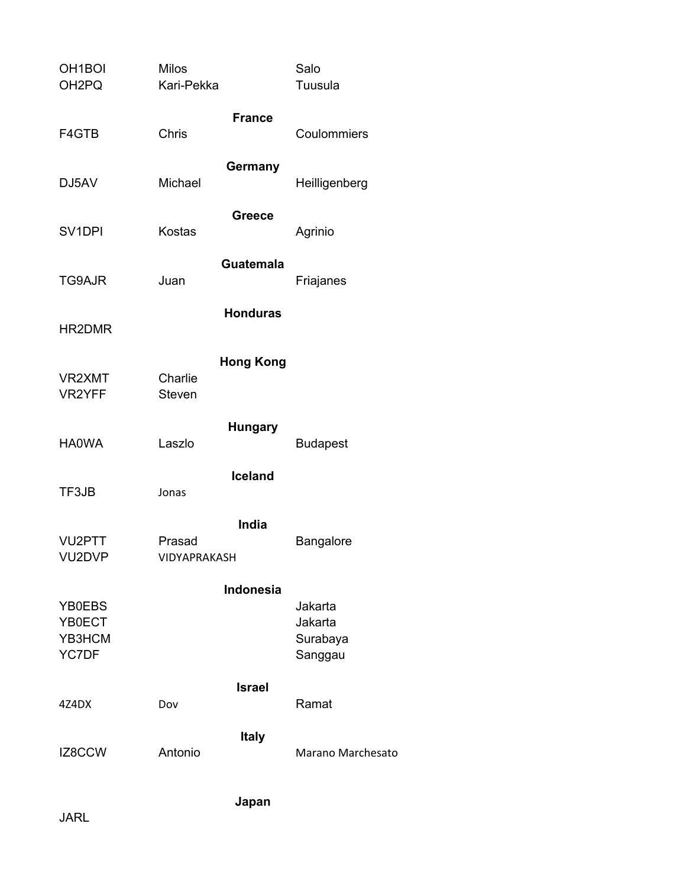| | | |
|---|---|---|
| OH1BOI | Milos | Salo |
| OH2PQ | Kari-Pekka | Tuusula |

**France**

| | | |
|---|---|---|
| F4GTB | Chris | Coulommiers |

**Germany**

| | | |
|---|---|---|
| DJ5AV | Michael | Heilligenberg |

**Greece**

| | | |
|---|---|---|
| SV1DPI | Kostas | Agrinio |

**Guatemala**

| | | |
|---|---|---|
| TG9AJR | Juan | Friajanes |

**Honduras**

| | | |
|---|---|---|
| HR2DMR | | |

**Hong Kong**

| | | |
|---|---|---|
| VR2XMT | Charlie | |
| VR2YFF | Steven | |

**Hungary**

| | | |
|---|---|---|
| HA0WA | Laszlo | Budapest |

**Iceland**

| | | |
|---|---|---|
| TF3JB | Jonas | |

**India**

| | | |
|---|---|---|
| VU2PTT | Prasad | Bangalore |
| VU2DVP | VIDYAPRAKASH | |

**Indonesia**

| | | |
|---|---|---|
| YB0EBS | | Jakarta |
| YB0ECT | | Jakarta |
| YB3HCM | | Surabaya |
| YC7DF | | Sanggau |

**Israel**

| | | |
|---|---|---|
| 4Z4DX | Dov | Ramat |

**Italy**

| | | |
|---|---|---|
| IZ8CCW | Antonio | Marano Marchesato |

**Japan**

| | | |
|---|---|---|
| JARL | | |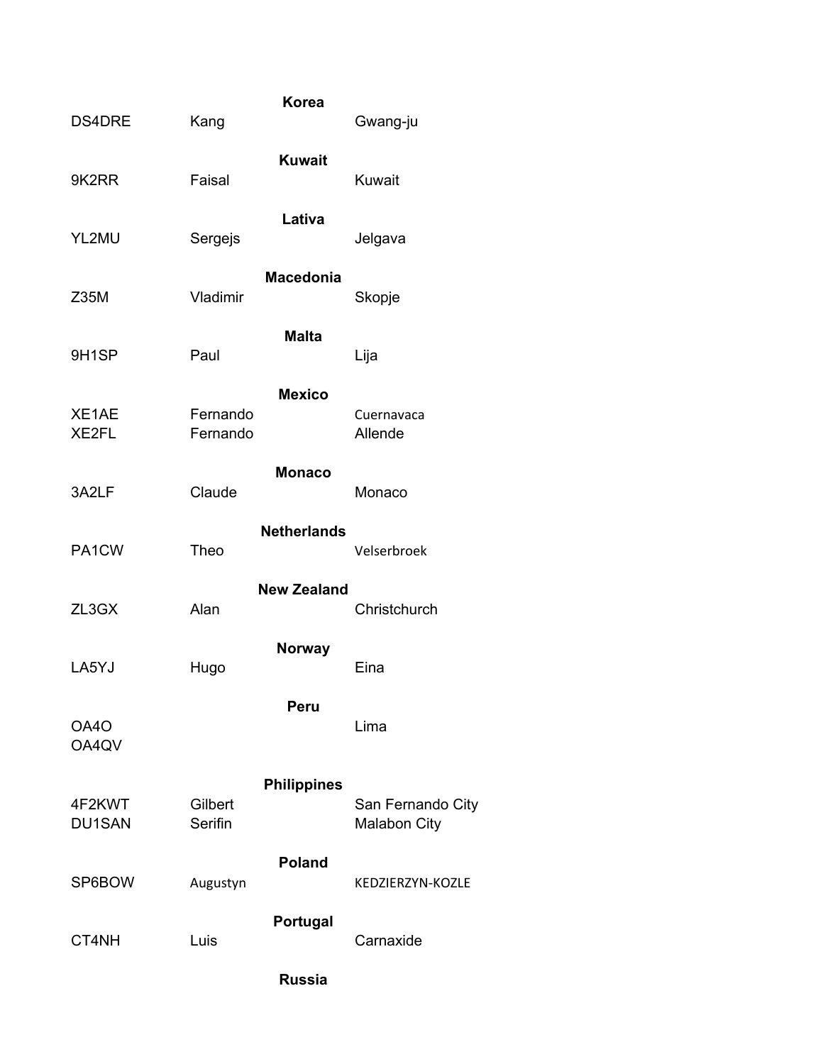## Korea

| | | |
|---|---|---|
| DS4DRE | Kang | Gwang-ju |

## Kuwait

| | | |
|---|---|---|
| 9K2RR | Faisal | Kuwait |

## Lativa

| | | |
|---|---|---|
| YL2MU | Sergejs | Jelgava |

## Macedonia

| | | |
|---|---|---|
| Z35M | Vladimir | Skopje |

## Malta

| | | |
|---|---|---|
| 9H1SP | Paul | Lija |

## Mexico

| | | |
|---|---|---|
| XE1AE | Fernando | Cuernavaca |
| XE2FL | Fernando | Allende |

## Monaco

| | | |
|---|---|---|
| 3A2LF | Claude | Monaco |

## Netherlands

| | | |
|---|---|---|
| PA1CW | Theo | Velserbroek |

## New Zealand

| | | |
|---|---|---|
| ZL3GX | Alan | Christchurch |

## Norway

| | | |
|---|---|---|
| LA5YJ | Hugo | Eina |

## Peru

| | | |
|---|---|---|
| OA4O | | Lima |
| OA4QV | | |

## Philippines

| | | |
|---|---|---|
| 4F2KWT | Gilbert | San Fernando City |
| DU1SAN | Serifin | Malabon City |

## Poland

| | | |
|---|---|---|
| SP6BOW | Augustyn | KEDZIERZYN-KOZLE |

## Portugal

| | | |
|---|---|---|
| CT4NH | Luis | Carnaxide |

## Russia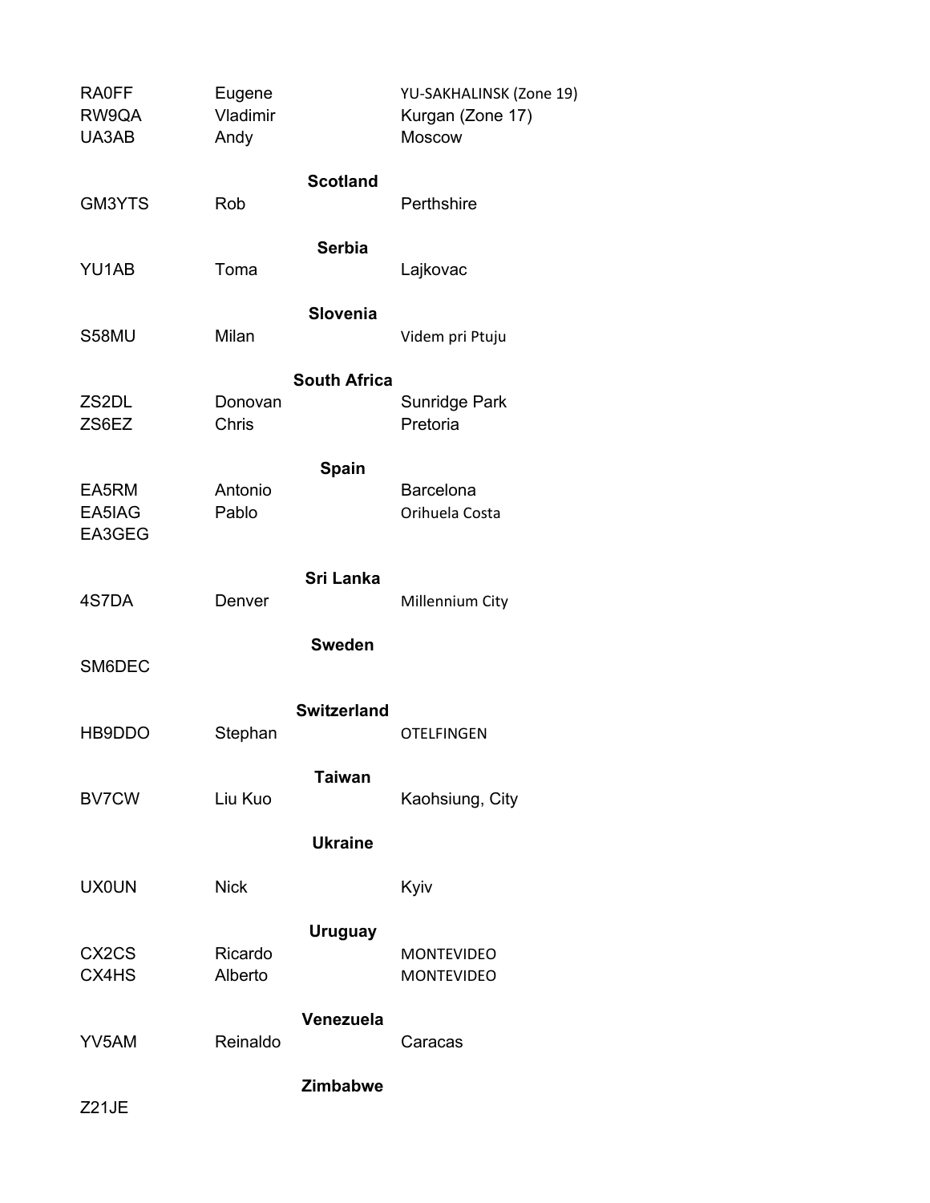| | | |
|---|---|---|
| RA0FF | Eugene | YU-SAKHALINSK (Zone 19) |
| RW9QA | Vladimir | Kurgan (Zone 17) |
| UA3AB | Andy | Moscow |

**Scotland**

| | | |
|---|---|---|
| GM3YTS | Rob | Perthshire |

**Serbia**

| | | |
|---|---|---|
| YU1AB | Toma | Lajkovac |

**Slovenia**

| | | |
|---|---|---|
| S58MU | Milan | Videm pri Ptuju |

**South Africa**

| | | |
|---|---|---|
| ZS2DL | Donovan | Sunridge Park |
| ZS6EZ | Chris | Pretoria |

**Spain**

| | | |
|---|---|---|
| EA5RM | Antonio | Barcelona |
| EA5IAG | Pablo | Orihuela Costa |
| EA3GEG | | |

**Sri Lanka**

| | | |
|---|---|---|
| 4S7DA | Denver | Millennium City |

**Sweden**

| | | |
|---|---|---|
| SM6DEC | | |

**Switzerland**

| | | |
|---|---|---|
| HB9DDO | Stephan | OTELFINGEN |

**Taiwan**

| | | |
|---|---|---|
| BV7CW | Liu Kuo | Kaohsiung, City |

**Ukraine**

| | | |
|---|---|---|
| UX0UN | Nick | Kyiv |

**Uruguay**

| | | |
|---|---|---|
| CX2CS | Ricardo | MONTEVIDEO |
| CX4HS | Alberto | MONTEVIDEO |

**Venezuela**

| | | |
|---|---|---|
| YV5AM | Reinaldo | Caracas |

**Zimbabwe**

| | | |
|---|---|---|
| Z21JE | | |